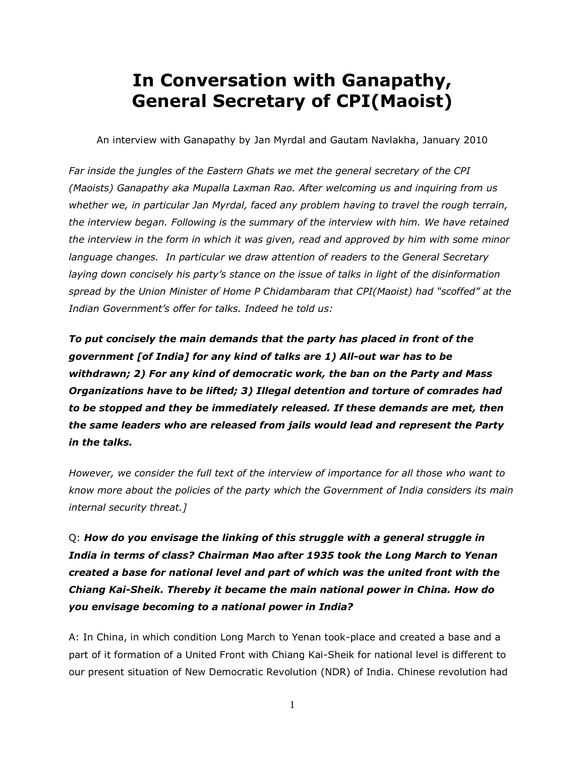# In Conversation with Ganapathy, General Secretary of CPI(Maoist)

An interview with Ganapathy by Jan Myrdal and Gautam Navlakha, January 2010

*Far inside the jungles of the Eastern Ghats we met the general secretary of the CPI (Maoists) Ganapathy aka Mupalla Laxman Rao. After welcoming us and inquiring from us whether we, in particular Jan Myrdal, faced any problem having to travel the rough terrain, the interview began. Following is the summary of the interview with him. We have retained the interview in the form in which it was given, read and approved by him with some minor language changes. In particular we draw attention of readers to the General Secretary laying down concisely his party's stance on the issue of talks in light of the disinformation spread by the Union Minister of Home P Chidambaram that CPI(Maoist) had "scoffed" at the Indian Government's offer for talks. Indeed he told us:*

***To put concisely the main demands that the party has placed in front of the government [of India] for any kind of talks are 1) All-out war has to be withdrawn; 2) For any kind of democratic work, the ban on the Party and Mass Organizations have to be lifted; 3) Illegal detention and torture of comrades had to be stopped and they be immediately released. If these demands are met, then the same leaders who are released from jails would lead and represent the Party in the talks.***

*However, we consider the full text of the interview of importance for all those who want to know more about the policies of the party which the Government of India considers its main internal security threat.]*

Q: ***How do you envisage the linking of this struggle with a general struggle in India in terms of class? Chairman Mao after 1935 took the Long March to Yenan created a base for national level and part of which was the united front with the Chiang Kai-Sheik. Thereby it became the main national power in China. How do you envisage becoming to a national power in India?***

A: In China, in which condition Long March to Yenan took-place and created a base and a part of it formation of a United Front with Chiang Kai-Sheik for national level is different to our present situation of New Democratic Revolution (NDR) of India. Chinese revolution had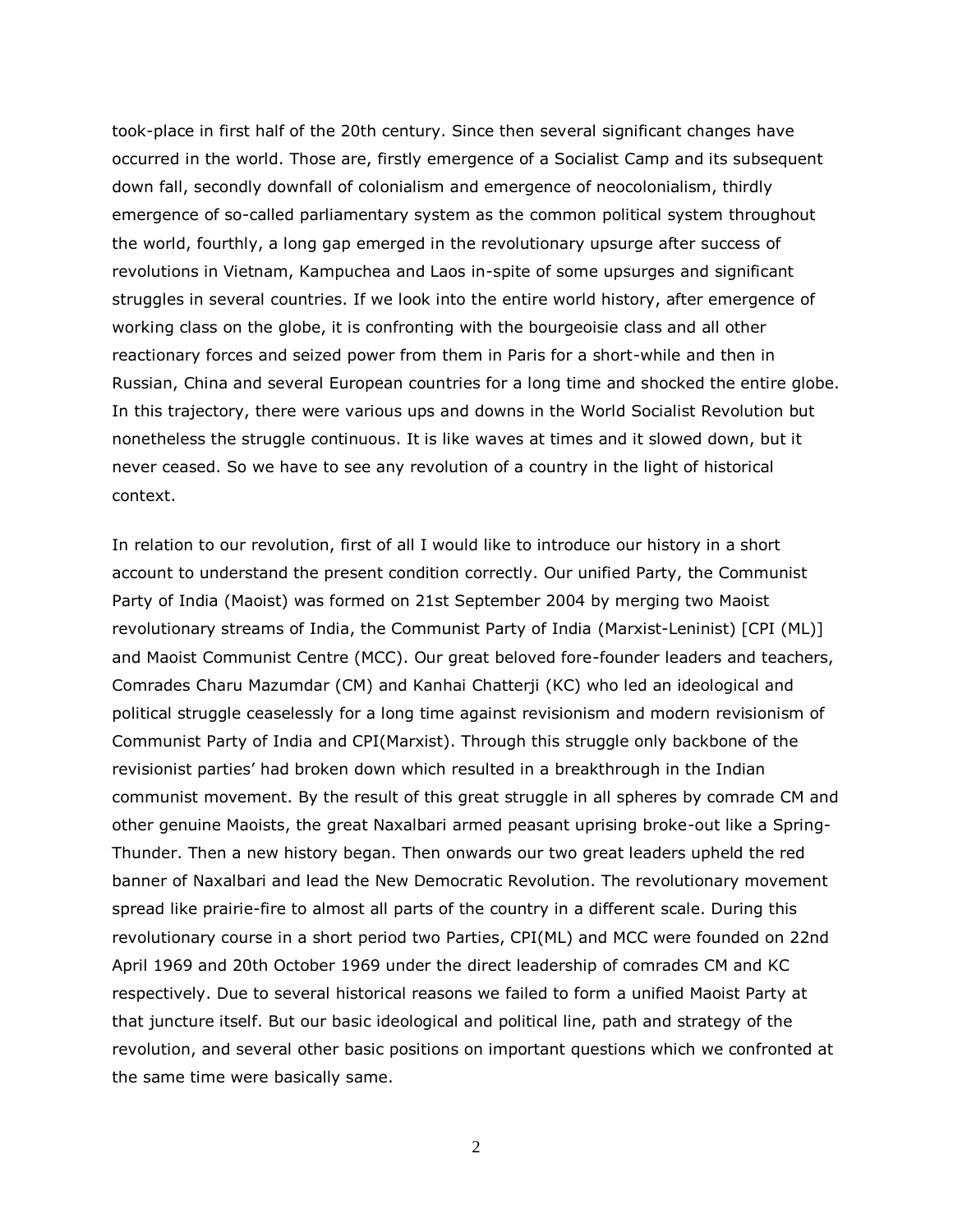took-place in first half of the 20th century. Since then several significant changes have occurred in the world. Those are, firstly emergence of a Socialist Camp and its subsequent down fall, secondly downfall of colonialism and emergence of neocolonialism, thirdly emergence of so-called parliamentary system as the common political system throughout the world, fourthly, a long gap emerged in the revolutionary upsurge after success of revolutions in Vietnam, Kampuchea and Laos in-spite of some upsurges and significant struggles in several countries. If we look into the entire world history, after emergence of working class on the globe, it is confronting with the bourgeoisie class and all other reactionary forces and seized power from them in Paris for a short-while and then in Russian, China and several European countries for a long time and shocked the entire globe. In this trajectory, there were various ups and downs in the World Socialist Revolution but nonetheless the struggle continuous. It is like waves at times and it slowed down, but it never ceased. So we have to see any revolution of a country in the light of historical context.

In relation to our revolution, first of all I would like to introduce our history in a short account to understand the present condition correctly. Our unified Party, the Communist Party of India (Maoist) was formed on 21st September 2004 by merging two Maoist revolutionary streams of India, the Communist Party of India (Marxist-Leninist) [CPI (ML)] and Maoist Communist Centre (MCC). Our great beloved fore-founder leaders and teachers, Comrades Charu Mazumdar (CM) and Kanhai Chatterji (KC) who led an ideological and political struggle ceaselessly for a long time against revisionism and modern revisionism of Communist Party of India and CPI(Marxist). Through this struggle only backbone of the revisionist parties' had broken down which resulted in a breakthrough in the Indian communist movement. By the result of this great struggle in all spheres by comrade CM and other genuine Maoists, the great Naxalbari armed peasant uprising broke-out like a Spring-Thunder. Then a new history began. Then onwards our two great leaders upheld the red banner of Naxalbari and lead the New Democratic Revolution. The revolutionary movement spread like prairie-fire to almost all parts of the country in a different scale. During this revolutionary course in a short period two Parties, CPI(ML) and MCC were founded on 22nd April 1969 and 20th October 1969 under the direct leadership of comrades CM and KC respectively. Due to several historical reasons we failed to form a unified Maoist Party at that juncture itself. But our basic ideological and political line, path and strategy of the revolution, and several other basic positions on important questions which we confronted at the same time were basically same.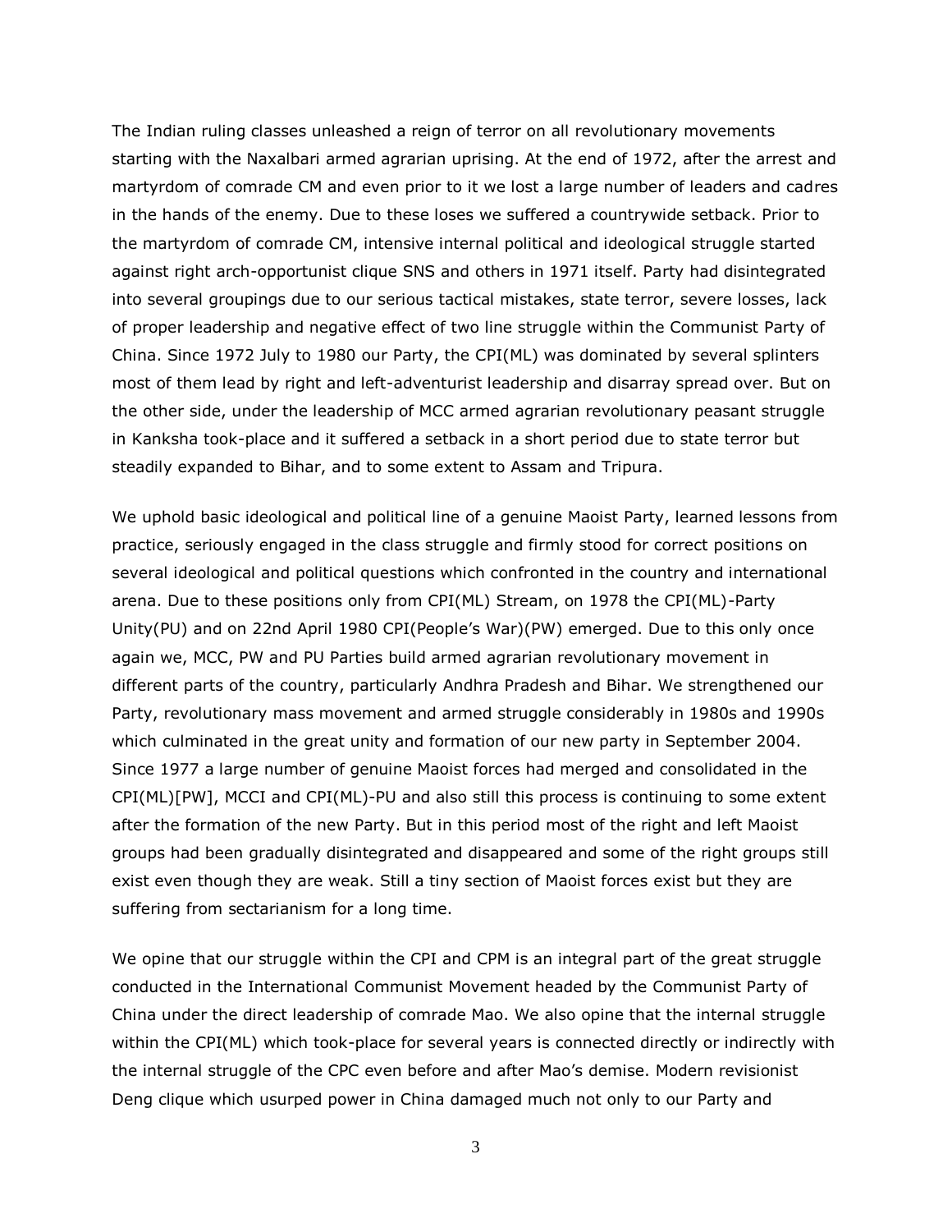The Indian ruling classes unleashed a reign of terror on all revolutionary movements starting with the Naxalbari armed agrarian uprising. At the end of 1972, after the arrest and martyrdom of comrade CM and even prior to it we lost a large number of leaders and cadres in the hands of the enemy. Due to these loses we suffered a countrywide setback. Prior to the martyrdom of comrade CM, intensive internal political and ideological struggle started against right arch-opportunist clique SNS and others in 1971 itself. Party had disintegrated into several groupings due to our serious tactical mistakes, state terror, severe losses, lack of proper leadership and negative effect of two line struggle within the Communist Party of China. Since 1972 July to 1980 our Party, the CPI(ML) was dominated by several splinters most of them lead by right and left-adventurist leadership and disarray spread over. But on the other side, under the leadership of MCC armed agrarian revolutionary peasant struggle in Kanksha took-place and it suffered a setback in a short period due to state terror but steadily expanded to Bihar, and to some extent to Assam and Tripura.

We uphold basic ideological and political line of a genuine Maoist Party, learned lessons from practice, seriously engaged in the class struggle and firmly stood for correct positions on several ideological and political questions which confronted in the country and international arena. Due to these positions only from CPI(ML) Stream, on 1978 the CPI(ML)-Party Unity(PU) and on 22nd April 1980 CPI(People's War)(PW) emerged. Due to this only once again we, MCC, PW and PU Parties build armed agrarian revolutionary movement in different parts of the country, particularly Andhra Pradesh and Bihar. We strengthened our Party, revolutionary mass movement and armed struggle considerably in 1980s and 1990s which culminated in the great unity and formation of our new party in September 2004. Since 1977 a large number of genuine Maoist forces had merged and consolidated in the CPI(ML)[PW], MCCI and CPI(ML)-PU and also still this process is continuing to some extent after the formation of the new Party. But in this period most of the right and left Maoist groups had been gradually disintegrated and disappeared and some of the right groups still exist even though they are weak. Still a tiny section of Maoist forces exist but they are suffering from sectarianism for a long time.

We opine that our struggle within the CPI and CPM is an integral part of the great struggle conducted in the International Communist Movement headed by the Communist Party of China under the direct leadership of comrade Mao. We also opine that the internal struggle within the CPI(ML) which took-place for several years is connected directly or indirectly with the internal struggle of the CPC even before and after Mao's demise. Modern revisionist Deng clique which usurped power in China damaged much not only to our Party and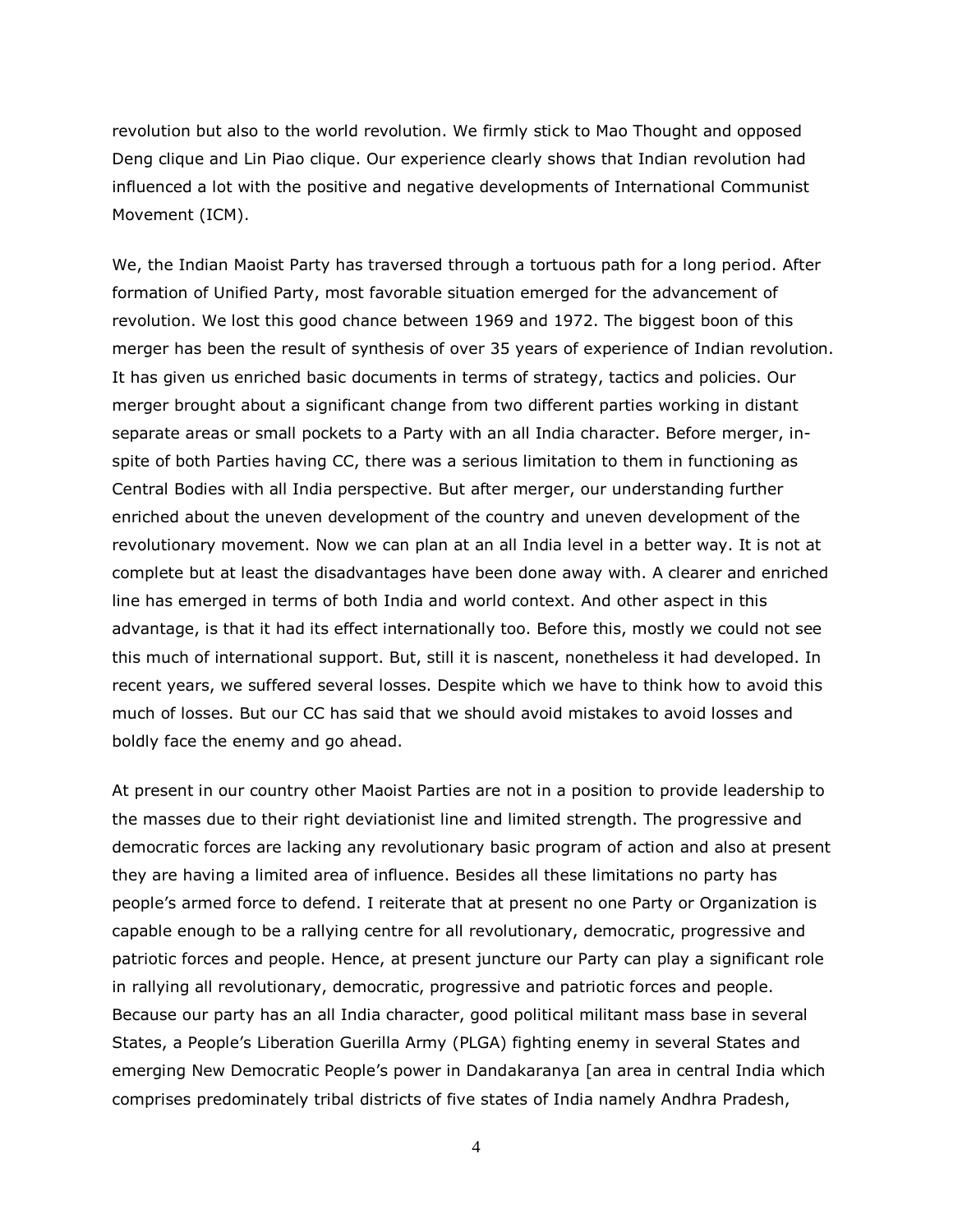revolution but also to the world revolution. We firmly stick to Mao Thought and opposed Deng clique and Lin Piao clique. Our experience clearly shows that Indian revolution had influenced a lot with the positive and negative developments of International Communist Movement (ICM).

We, the Indian Maoist Party has traversed through a tortuous path for a long period. After formation of Unified Party, most favorable situation emerged for the advancement of revolution. We lost this good chance between 1969 and 1972. The biggest boon of this merger has been the result of synthesis of over 35 years of experience of Indian revolution. It has given us enriched basic documents in terms of strategy, tactics and policies. Our merger brought about a significant change from two different parties working in distant separate areas or small pockets to a Party with an all India character. Before merger, in-spite of both Parties having CC, there was a serious limitation to them in functioning as Central Bodies with all India perspective. But after merger, our understanding further enriched about the uneven development of the country and uneven development of the revolutionary movement. Now we can plan at an all India level in a better way. It is not at complete but at least the disadvantages have been done away with. A clearer and enriched line has emerged in terms of both India and world context. And other aspect in this advantage, is that it had its effect internationally too. Before this, mostly we could not see this much of international support. But, still it is nascent, nonetheless it had developed. In recent years, we suffered several losses. Despite which we have to think how to avoid this much of losses. But our CC has said that we should avoid mistakes to avoid losses and boldly face the enemy and go ahead.

At present in our country other Maoist Parties are not in a position to provide leadership to the masses due to their right deviationist line and limited strength. The progressive and democratic forces are lacking any revolutionary basic program of action and also at present they are having a limited area of influence. Besides all these limitations no party has people's armed force to defend. I reiterate that at present no one Party or Organization is capable enough to be a rallying centre for all revolutionary, democratic, progressive and patriotic forces and people. Hence, at present juncture our Party can play a significant role in rallying all revolutionary, democratic, progressive and patriotic forces and people. Because our party has an all India character, good political militant mass base in several States, a People's Liberation Guerilla Army (PLGA) fighting enemy in several States and emerging New Democratic People's power in Dandakaranya [an area in central India which comprises predominately tribal districts of five states of India namely Andhra Pradesh,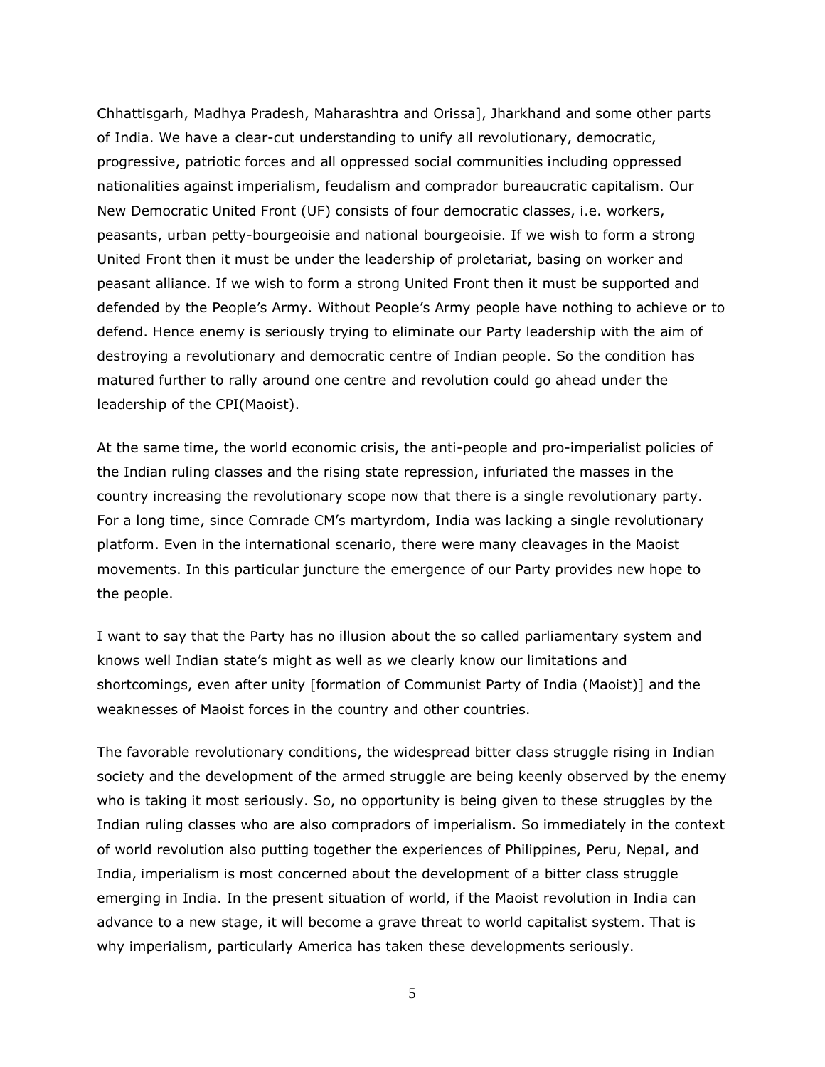Chhattisgarh, Madhya Pradesh, Maharashtra and Orissa], Jharkhand and some other parts of India. We have a clear-cut understanding to unify all revolutionary, democratic, progressive, patriotic forces and all oppressed social communities including oppressed nationalities against imperialism, feudalism and comprador bureaucratic capitalism. Our New Democratic United Front (UF) consists of four democratic classes, i.e. workers, peasants, urban petty-bourgeoisie and national bourgeoisie. If we wish to form a strong United Front then it must be under the leadership of proletariat, basing on worker and peasant alliance. If we wish to form a strong United Front then it must be supported and defended by the People's Army. Without People's Army people have nothing to achieve or to defend. Hence enemy is seriously trying to eliminate our Party leadership with the aim of destroying a revolutionary and democratic centre of Indian people. So the condition has matured further to rally around one centre and revolution could go ahead under the leadership of the CPI(Maoist).

At the same time, the world economic crisis, the anti-people and pro-imperialist policies of the Indian ruling classes and the rising state repression, infuriated the masses in the country increasing the revolutionary scope now that there is a single revolutionary party. For a long time, since Comrade CM's martyrdom, India was lacking a single revolutionary platform. Even in the international scenario, there were many cleavages in the Maoist movements. In this particular juncture the emergence of our Party provides new hope to the people.

I want to say that the Party has no illusion about the so called parliamentary system and knows well Indian state's might as well as we clearly know our limitations and shortcomings, even after unity [formation of Communist Party of India (Maoist)] and the weaknesses of Maoist forces in the country and other countries.

The favorable revolutionary conditions, the widespread bitter class struggle rising in Indian society and the development of the armed struggle are being keenly observed by the enemy who is taking it most seriously. So, no opportunity is being given to these struggles by the Indian ruling classes who are also compradors of imperialism. So immediately in the context of world revolution also putting together the experiences of Philippines, Peru, Nepal, and India, imperialism is most concerned about the development of a bitter class struggle emerging in India. In the present situation of world, if the Maoist revolution in India can advance to a new stage, it will become a grave threat to world capitalist system. That is why imperialism, particularly America has taken these developments seriously.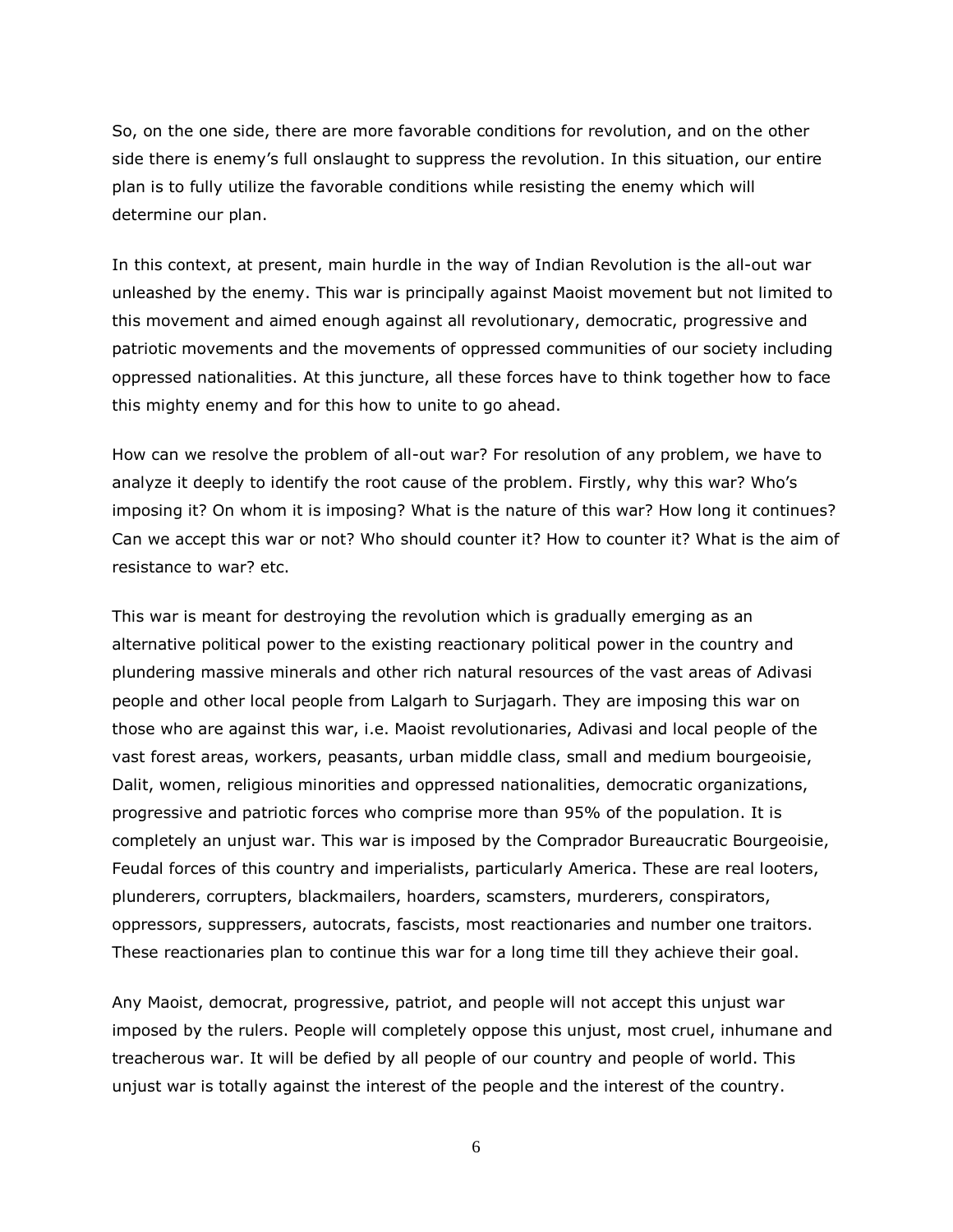So, on the one side, there are more favorable conditions for revolution, and on the other side there is enemy's full onslaught to suppress the revolution. In this situation, our entire plan is to fully utilize the favorable conditions while resisting the enemy which will determine our plan.

In this context, at present, main hurdle in the way of Indian Revolution is the all-out war unleashed by the enemy. This war is principally against Maoist movement but not limited to this movement and aimed enough against all revolutionary, democratic, progressive and patriotic movements and the movements of oppressed communities of our society including oppressed nationalities. At this juncture, all these forces have to think together how to face this mighty enemy and for this how to unite to go ahead.

How can we resolve the problem of all-out war? For resolution of any problem, we have to analyze it deeply to identify the root cause of the problem. Firstly, why this war? Who's imposing it? On whom it is imposing? What is the nature of this war? How long it continues? Can we accept this war or not? Who should counter it? How to counter it? What is the aim of resistance to war? etc.

This war is meant for destroying the revolution which is gradually emerging as an alternative political power to the existing reactionary political power in the country and plundering massive minerals and other rich natural resources of the vast areas of Adivasi people and other local people from Lalgarh to Surjagarh. They are imposing this war on those who are against this war, i.e. Maoist revolutionaries, Adivasi and local people of the vast forest areas, workers, peasants, urban middle class, small and medium bourgeoisie, Dalit, women, religious minorities and oppressed nationalities, democratic organizations, progressive and patriotic forces who comprise more than 95% of the population. It is completely an unjust war. This war is imposed by the Comprador Bureaucratic Bourgeoisie, Feudal forces of this country and imperialists, particularly America. These are real looters, plunderers, corrupters, blackmailers, hoarders, scamsters, murderers, conspirators, oppressors, suppressers, autocrats, fascists, most reactionaries and number one traitors. These reactionaries plan to continue this war for a long time till they achieve their goal.

Any Maoist, democrat, progressive, patriot, and people will not accept this unjust war imposed by the rulers. People will completely oppose this unjust, most cruel, inhumane and treacherous war. It will be defied by all people of our country and people of world. This unjust war is totally against the interest of the people and the interest of the country.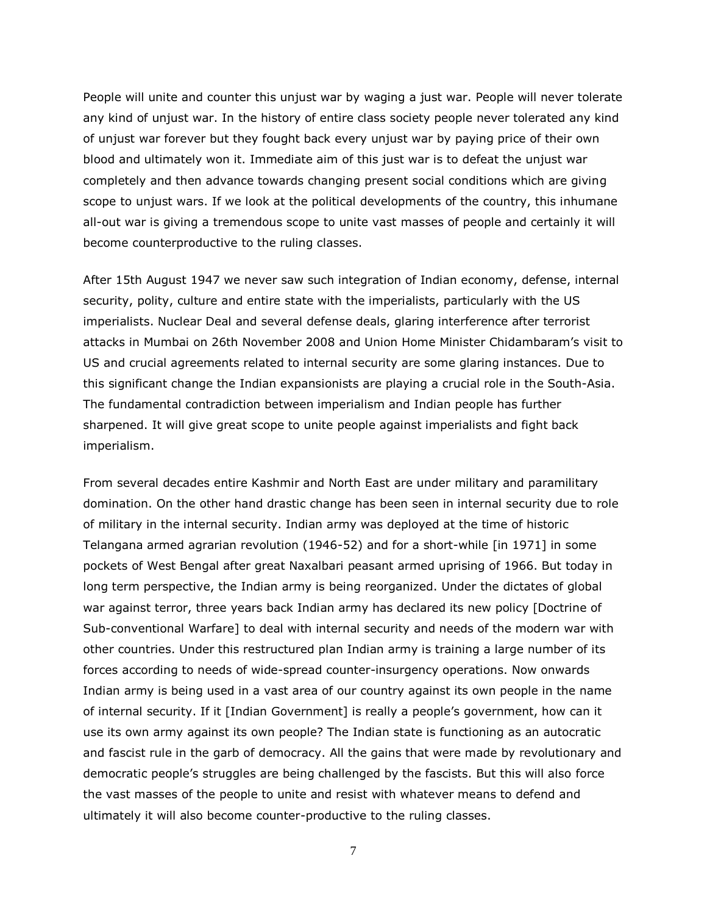People will unite and counter this unjust war by waging a just war. People will never tolerate any kind of unjust war. In the history of entire class society people never tolerated any kind of unjust war forever but they fought back every unjust war by paying price of their own blood and ultimately won it. Immediate aim of this just war is to defeat the unjust war completely and then advance towards changing present social conditions which are giving scope to unjust wars. If we look at the political developments of the country, this inhumane all-out war is giving a tremendous scope to unite vast masses of people and certainly it will become counterproductive to the ruling classes.

After 15th August 1947 we never saw such integration of Indian economy, defense, internal security, polity, culture and entire state with the imperialists, particularly with the US imperialists. Nuclear Deal and several defense deals, glaring interference after terrorist attacks in Mumbai on 26th November 2008 and Union Home Minister Chidambaram's visit to US and crucial agreements related to internal security are some glaring instances. Due to this significant change the Indian expansionists are playing a crucial role in the South-Asia. The fundamental contradiction between imperialism and Indian people has further sharpened. It will give great scope to unite people against imperialists and fight back imperialism.

From several decades entire Kashmir and North East are under military and paramilitary domination. On the other hand drastic change has been seen in internal security due to role of military in the internal security. Indian army was deployed at the time of historic Telangana armed agrarian revolution (1946-52) and for a short-while [in 1971] in some pockets of West Bengal after great Naxalbari peasant armed uprising of 1966. But today in long term perspective, the Indian army is being reorganized. Under the dictates of global war against terror, three years back Indian army has declared its new policy [Doctrine of Sub-conventional Warfare] to deal with internal security and needs of the modern war with other countries. Under this restructured plan Indian army is training a large number of its forces according to needs of wide-spread counter-insurgency operations. Now onwards Indian army is being used in a vast area of our country against its own people in the name of internal security. If it [Indian Government] is really a people's government, how can it use its own army against its own people? The Indian state is functioning as an autocratic and fascist rule in the garb of democracy. All the gains that were made by revolutionary and democratic people's struggles are being challenged by the fascists. But this will also force the vast masses of the people to unite and resist with whatever means to defend and ultimately it will also become counter-productive to the ruling classes.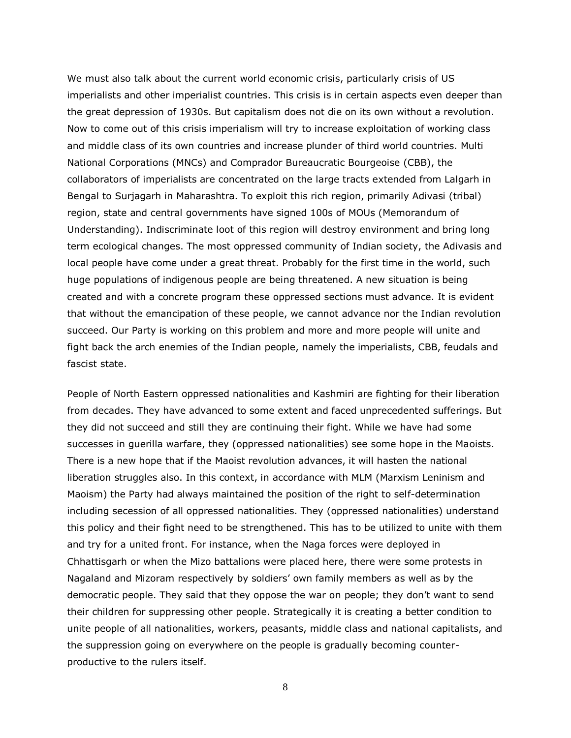We must also talk about the current world economic crisis, particularly crisis of US imperialists and other imperialist countries. This crisis is in certain aspects even deeper than the great depression of 1930s. But capitalism does not die on its own without a revolution. Now to come out of this crisis imperialism will try to increase exploitation of working class and middle class of its own countries and increase plunder of third world countries. Multi National Corporations (MNCs) and Comprador Bureaucratic Bourgeoise (CBB), the collaborators of imperialists are concentrated on the large tracts extended from Lalgarh in Bengal to Surjagarh in Maharashtra. To exploit this rich region, primarily Adivasi (tribal) region, state and central governments have signed 100s of MOUs (Memorandum of Understanding). Indiscriminate loot of this region will destroy environment and bring long term ecological changes. The most oppressed community of Indian society, the Adivasis and local people have come under a great threat. Probably for the first time in the world, such huge populations of indigenous people are being threatened. A new situation is being created and with a concrete program these oppressed sections must advance. It is evident that without the emancipation of these people, we cannot advance nor the Indian revolution succeed. Our Party is working on this problem and more and more people will unite and fight back the arch enemies of the Indian people, namely the imperialists, CBB, feudals and fascist state.

People of North Eastern oppressed nationalities and Kashmiri are fighting for their liberation from decades. They have advanced to some extent and faced unprecedented sufferings. But they did not succeed and still they are continuing their fight. While we have had some successes in guerilla warfare, they (oppressed nationalities) see some hope in the Maoists. There is a new hope that if the Maoist revolution advances, it will hasten the national liberation struggles also. In this context, in accordance with MLM (Marxism Leninism and Maoism) the Party had always maintained the position of the right to self-determination including secession of all oppressed nationalities. They (oppressed nationalities) understand this policy and their fight need to be strengthened. This has to be utilized to unite with them and try for a united front. For instance, when the Naga forces were deployed in Chhattisgarh or when the Mizo battalions were placed here, there were some protests in Nagaland and Mizoram respectively by soldiers' own family members as well as by the democratic people. They said that they oppose the war on people; they don't want to send their children for suppressing other people. Strategically it is creating a better condition to unite people of all nationalities, workers, peasants, middle class and national capitalists, and the suppression going on everywhere on the people is gradually becoming counter-productive to the rulers itself.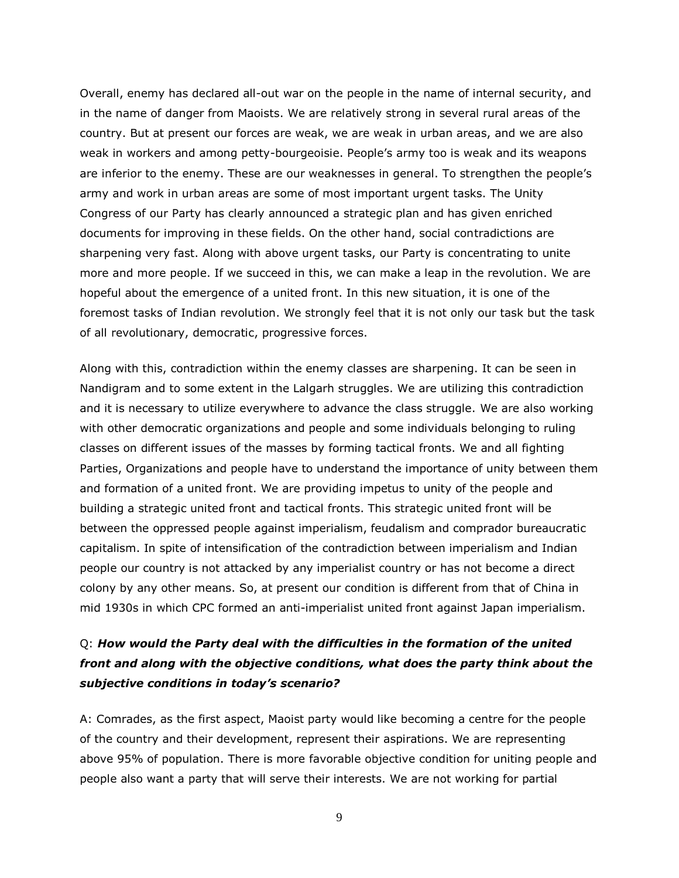Overall, enemy has declared all-out war on the people in the name of internal security, and in the name of danger from Maoists. We are relatively strong in several rural areas of the country. But at present our forces are weak, we are weak in urban areas, and we are also weak in workers and among petty-bourgeoisie. People's army too is weak and its weapons are inferior to the enemy. These are our weaknesses in general. To strengthen the people's army and work in urban areas are some of most important urgent tasks. The Unity Congress of our Party has clearly announced a strategic plan and has given enriched documents for improving in these fields. On the other hand, social contradictions are sharpening very fast. Along with above urgent tasks, our Party is concentrating to unite more and more people. If we succeed in this, we can make a leap in the revolution. We are hopeful about the emergence of a united front. In this new situation, it is one of the foremost tasks of Indian revolution. We strongly feel that it is not only our task but the task of all revolutionary, democratic, progressive forces.

Along with this, contradiction within the enemy classes are sharpening. It can be seen in Nandigram and to some extent in the Lalgarh struggles. We are utilizing this contradiction and it is necessary to utilize everywhere to advance the class struggle. We are also working with other democratic organizations and people and some individuals belonging to ruling classes on different issues of the masses by forming tactical fronts. We and all fighting Parties, Organizations and people have to understand the importance of unity between them and formation of a united front. We are providing impetus to unity of the people and building a strategic united front and tactical fronts. This strategic united front will be between the oppressed people against imperialism, feudalism and comprador bureaucratic capitalism. In spite of intensification of the contradiction between imperialism and Indian people our country is not attacked by any imperialist country or has not become a direct colony by any other means. So, at present our condition is different from that of China in mid 1930s in which CPC formed an anti-imperialist united front against Japan imperialism.

Q: ***How would the Party deal with the difficulties in the formation of the united front and along with the objective conditions, what does the party think about the subjective conditions in today's scenario?***

A: Comrades, as the first aspect, Maoist party would like becoming a centre for the people of the country and their development, represent their aspirations. We are representing above 95% of population. There is more favorable objective condition for uniting people and people also want a party that will serve their interests. We are not working for partial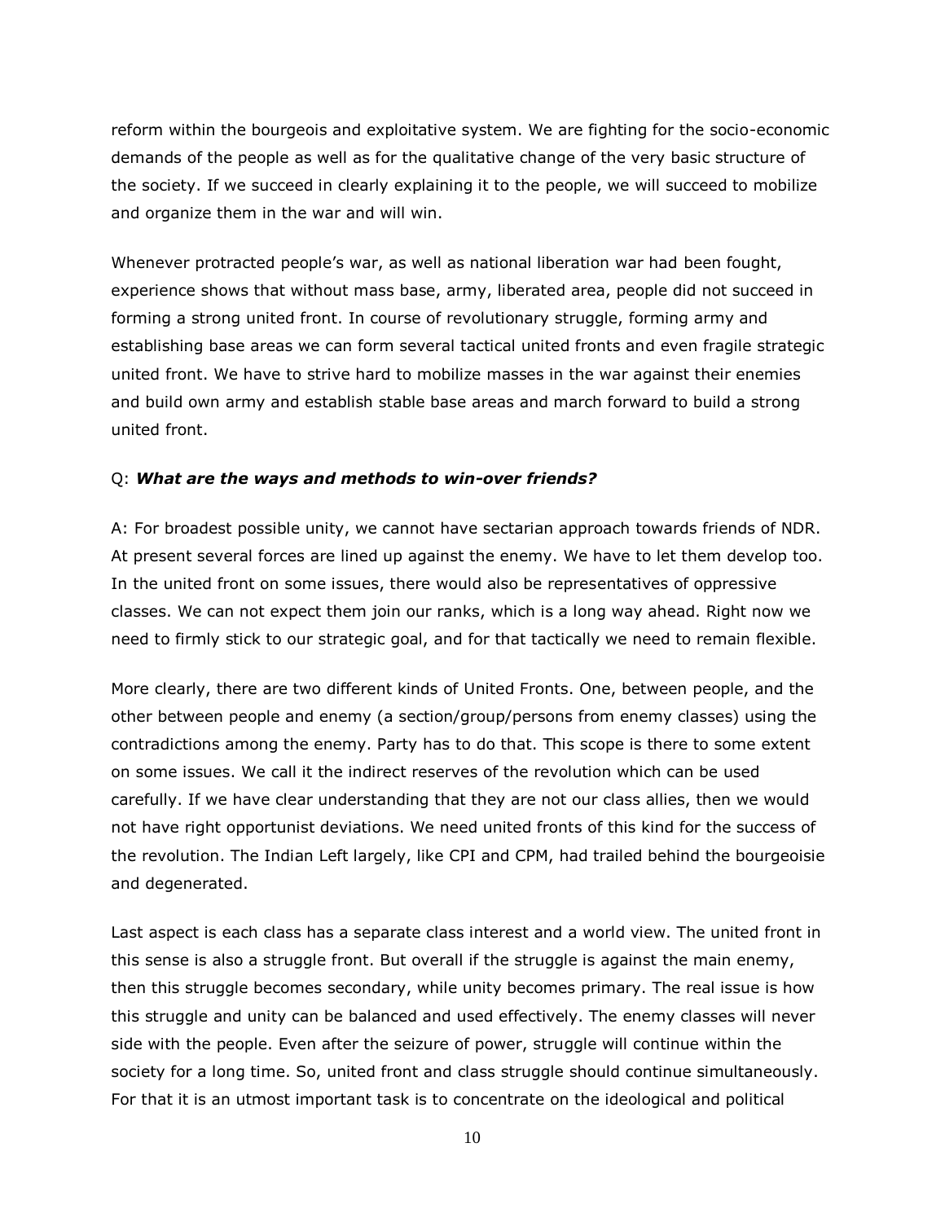reform within the bourgeois and exploitative system. We are fighting for the socio-economic demands of the people as well as for the qualitative change of the very basic structure of the society. If we succeed in clearly explaining it to the people, we will succeed to mobilize and organize them in the war and will win.

Whenever protracted people's war, as well as national liberation war had been fought, experience shows that without mass base, army, liberated area, people did not succeed in forming a strong united front. In course of revolutionary struggle, forming army and establishing base areas we can form several tactical united fronts and even fragile strategic united front. We have to strive hard to mobilize masses in the war against their enemies and build own army and establish stable base areas and march forward to build a strong united front.

Q: ***What are the ways and methods to win-over friends?***

A: For broadest possible unity, we cannot have sectarian approach towards friends of NDR. At present several forces are lined up against the enemy. We have to let them develop too. In the united front on some issues, there would also be representatives of oppressive classes. We can not expect them join our ranks, which is a long way ahead. Right now we need to firmly stick to our strategic goal, and for that tactically we need to remain flexible.

More clearly, there are two different kinds of United Fronts. One, between people, and the other between people and enemy (a section/group/persons from enemy classes) using the contradictions among the enemy. Party has to do that. This scope is there to some extent on some issues. We call it the indirect reserves of the revolution which can be used carefully. If we have clear understanding that they are not our class allies, then we would not have right opportunist deviations. We need united fronts of this kind for the success of the revolution. The Indian Left largely, like CPI and CPM, had trailed behind the bourgeoisie and degenerated.

Last aspect is each class has a separate class interest and a world view. The united front in this sense is also a struggle front. But overall if the struggle is against the main enemy, then this struggle becomes secondary, while unity becomes primary. The real issue is how this struggle and unity can be balanced and used effectively. The enemy classes will never side with the people. Even after the seizure of power, struggle will continue within the society for a long time. So, united front and class struggle should continue simultaneously. For that it is an utmost important task is to concentrate on the ideological and political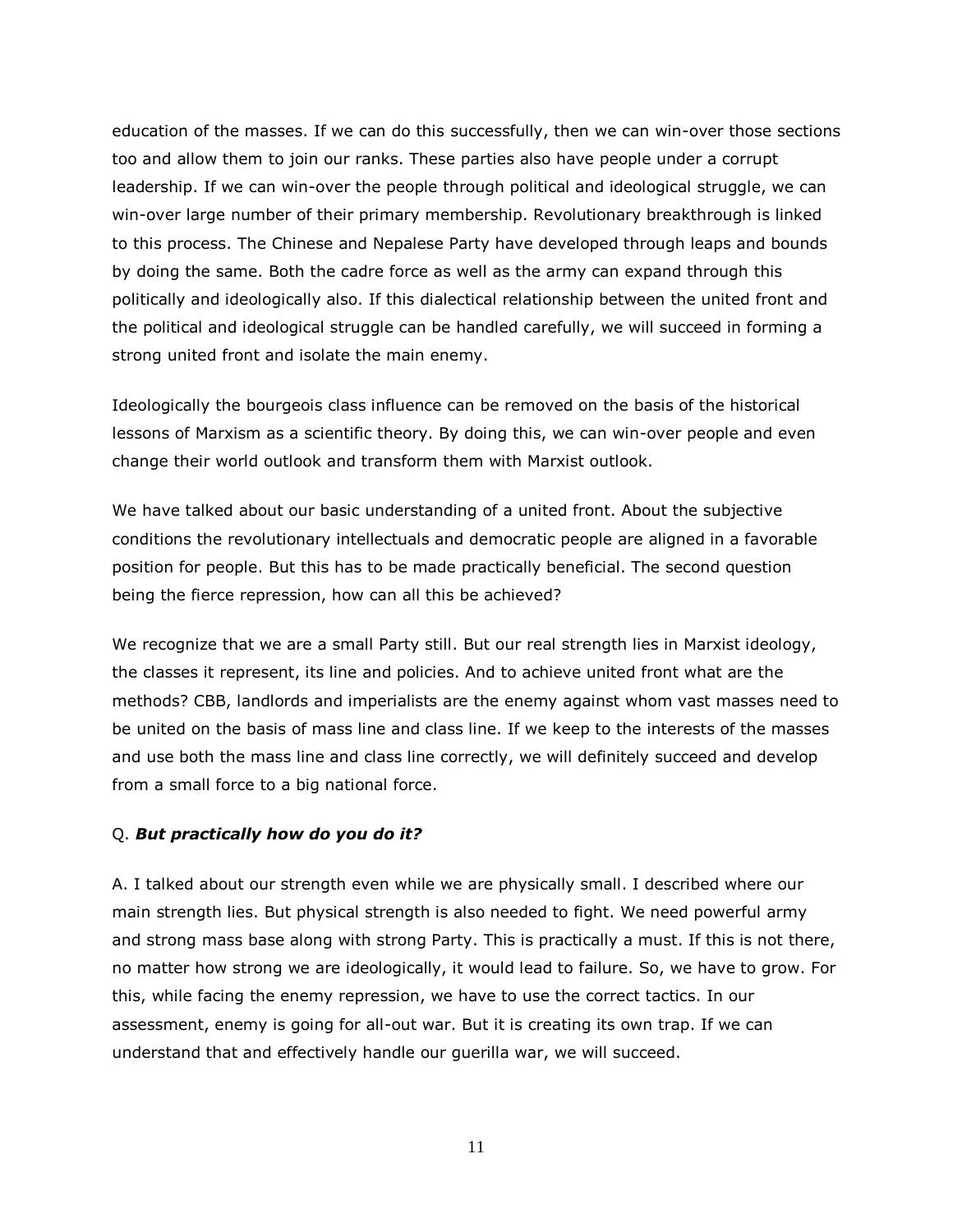education of the masses. If we can do this successfully, then we can win-over those sections too and allow them to join our ranks. These parties also have people under a corrupt leadership. If we can win-over the people through political and ideological struggle, we can win-over large number of their primary membership. Revolutionary breakthrough is linked to this process. The Chinese and Nepalese Party have developed through leaps and bounds by doing the same. Both the cadre force as well as the army can expand through this politically and ideologically also. If this dialectical relationship between the united front and the political and ideological struggle can be handled carefully, we will succeed in forming a strong united front and isolate the main enemy.

Ideologically the bourgeois class influence can be removed on the basis of the historical lessons of Marxism as a scientific theory. By doing this, we can win-over people and even change their world outlook and transform them with Marxist outlook.

We have talked about our basic understanding of a united front. About the subjective conditions the revolutionary intellectuals and democratic people are aligned in a favorable position for people. But this has to be made practically beneficial. The second question being the fierce repression, how can all this be achieved?

We recognize that we are a small Party still. But our real strength lies in Marxist ideology, the classes it represent, its line and policies. And to achieve united front what are the methods? CBB, landlords and imperialists are the enemy against whom vast masses need to be united on the basis of mass line and class line. If we keep to the interests of the masses and use both the mass line and class line correctly, we will definitely succeed and develop from a small force to a big national force.

Q. ***But practically how do you do it?***

A. I talked about our strength even while we are physically small. I described where our main strength lies. But physical strength is also needed to fight. We need powerful army and strong mass base along with strong Party. This is practically a must. If this is not there, no matter how strong we are ideologically, it would lead to failure. So, we have to grow. For this, while facing the enemy repression, we have to use the correct tactics. In our assessment, enemy is going for all-out war. But it is creating its own trap. If we can understand that and effectively handle our guerilla war, we will succeed.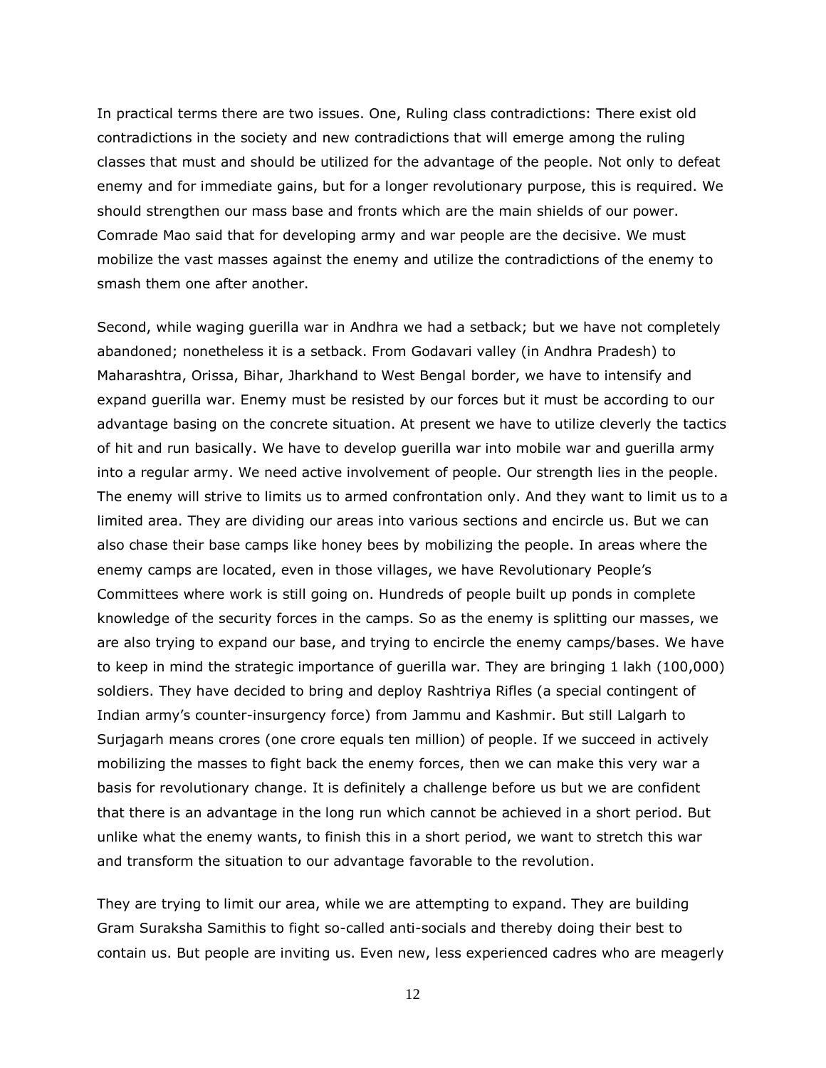In practical terms there are two issues. One, Ruling class contradictions: There exist old contradictions in the society and new contradictions that will emerge among the ruling classes that must and should be utilized for the advantage of the people. Not only to defeat enemy and for immediate gains, but for a longer revolutionary purpose, this is required. We should strengthen our mass base and fronts which are the main shields of our power. Comrade Mao said that for developing army and war people are the decisive. We must mobilize the vast masses against the enemy and utilize the contradictions of the enemy to smash them one after another.

Second, while waging guerilla war in Andhra we had a setback; but we have not completely abandoned; nonetheless it is a setback. From Godavari valley (in Andhra Pradesh) to Maharashtra, Orissa, Bihar, Jharkhand to West Bengal border, we have to intensify and expand guerilla war. Enemy must be resisted by our forces but it must be according to our advantage basing on the concrete situation. At present we have to utilize cleverly the tactics of hit and run basically. We have to develop guerilla war into mobile war and guerilla army into a regular army. We need active involvement of people. Our strength lies in the people. The enemy will strive to limits us to armed confrontation only. And they want to limit us to a limited area. They are dividing our areas into various sections and encircle us. But we can also chase their base camps like honey bees by mobilizing the people. In areas where the enemy camps are located, even in those villages, we have Revolutionary People's Committees where work is still going on. Hundreds of people built up ponds in complete knowledge of the security forces in the camps. So as the enemy is splitting our masses, we are also trying to expand our base, and trying to encircle the enemy camps/bases. We have to keep in mind the strategic importance of guerilla war. They are bringing 1 lakh (100,000) soldiers. They have decided to bring and deploy Rashtriya Rifles (a special contingent of Indian army's counter-insurgency force) from Jammu and Kashmir. But still Lalgarh to Surjagarh means crores (one crore equals ten million) of people. If we succeed in actively mobilizing the masses to fight back the enemy forces, then we can make this very war a basis for revolutionary change. It is definitely a challenge before us but we are confident that there is an advantage in the long run which cannot be achieved in a short period. But unlike what the enemy wants, to finish this in a short period, we want to stretch this war and transform the situation to our advantage favorable to the revolution.

They are trying to limit our area, while we are attempting to expand. They are building Gram Suraksha Samithis to fight so-called anti-socials and thereby doing their best to contain us. But people are inviting us. Even new, less experienced cadres who are meagerly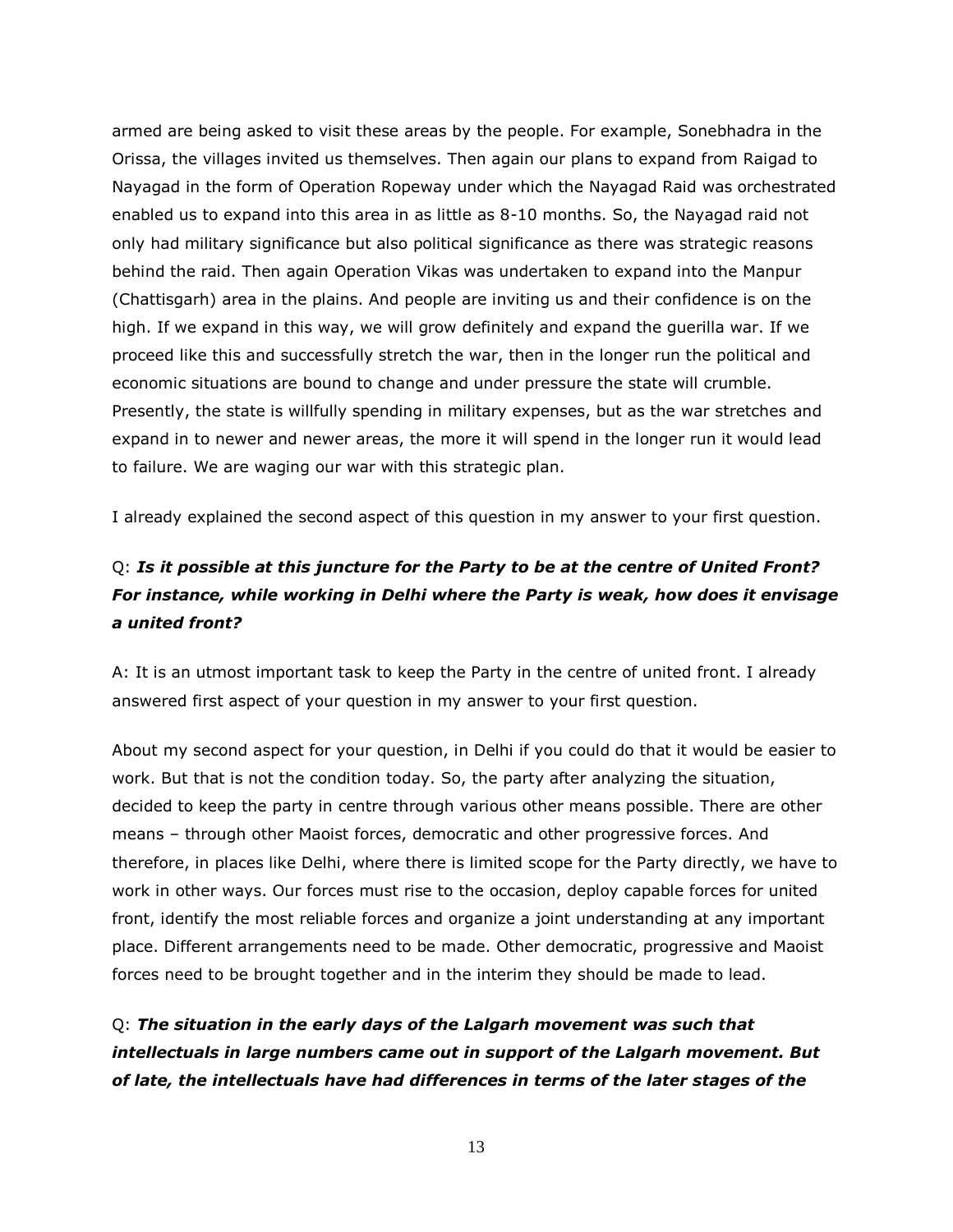armed are being asked to visit these areas by the people. For example, Sonebhadra in the Orissa, the villages invited us themselves. Then again our plans to expand from Raigad to Nayagad in the form of Operation Ropeway under which the Nayagad Raid was orchestrated enabled us to expand into this area in as little as 8-10 months. So, the Nayagad raid not only had military significance but also political significance as there was strategic reasons behind the raid. Then again Operation Vikas was undertaken to expand into the Manpur (Chattisgarh) area in the plains. And people are inviting us and their confidence is on the high. If we expand in this way, we will grow definitely and expand the guerilla war. If we proceed like this and successfully stretch the war, then in the longer run the political and economic situations are bound to change and under pressure the state will crumble. Presently, the state is willfully spending in military expenses, but as the war stretches and expand in to newer and newer areas, the more it will spend in the longer run it would lead to failure. We are waging our war with this strategic plan.

I already explained the second aspect of this question in my answer to your first question.

Q: ***Is it possible at this juncture for the Party to be at the centre of United Front? For instance, while working in Delhi where the Party is weak, how does it envisage a united front?***

A: It is an utmost important task to keep the Party in the centre of united front. I already answered first aspect of your question in my answer to your first question.

About my second aspect for your question, in Delhi if you could do that it would be easier to work. But that is not the condition today. So, the party after analyzing the situation, decided to keep the party in centre through various other means possible. There are other means – through other Maoist forces, democratic and other progressive forces. And therefore, in places like Delhi, where there is limited scope for the Party directly, we have to work in other ways. Our forces must rise to the occasion, deploy capable forces for united front, identify the most reliable forces and organize a joint understanding at any important place. Different arrangements need to be made. Other democratic, progressive and Maoist forces need to be brought together and in the interim they should be made to lead.

Q: ***The situation in the early days of the Lalgarh movement was such that intellectuals in large numbers came out in support of the Lalgarh movement. But of late, the intellectuals have had differences in terms of the later stages of the***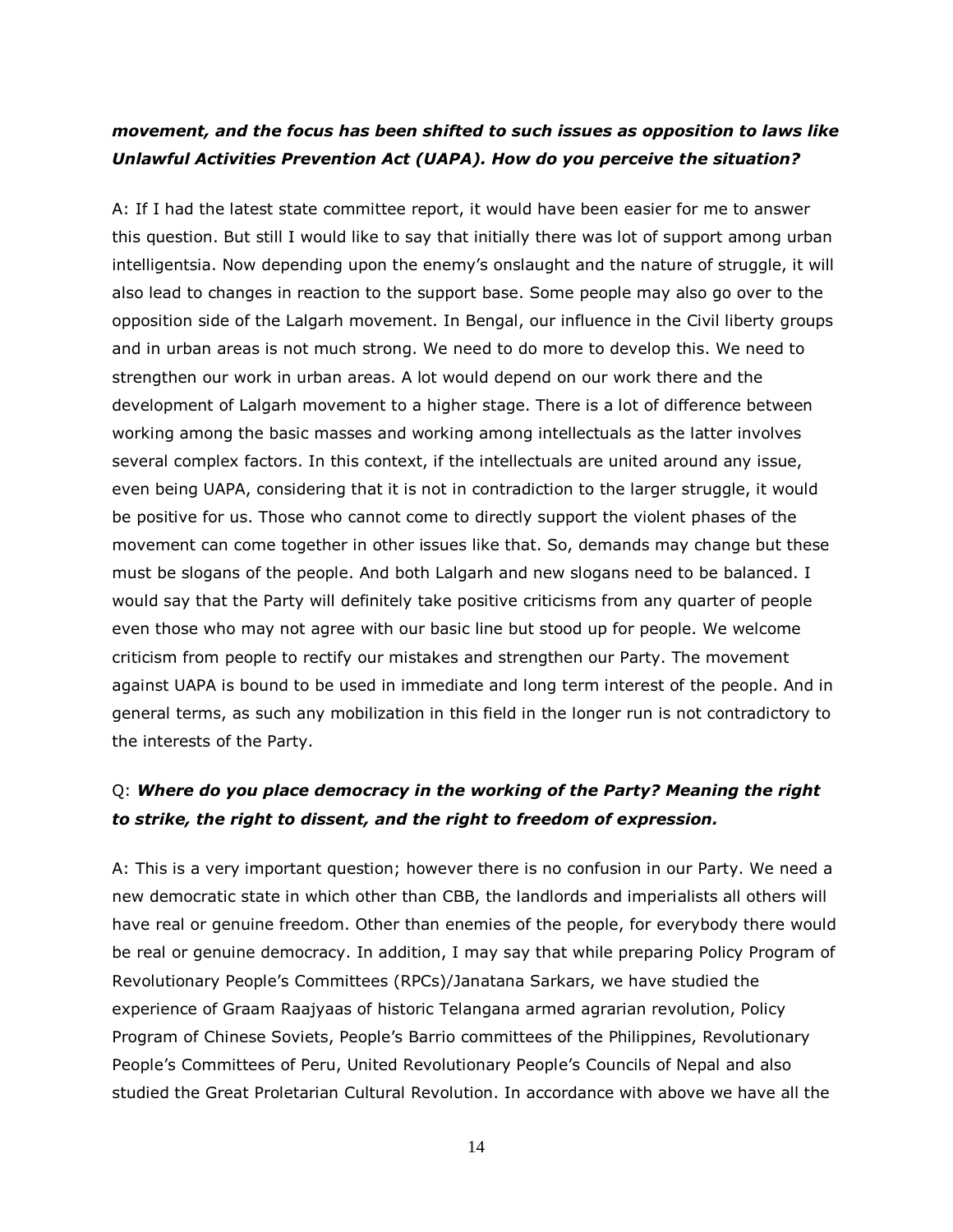***movement, and the focus has been shifted to such issues as opposition to laws like Unlawful Activities Prevention Act (UAPA). How do you perceive the situation?***

A: If I had the latest state committee report, it would have been easier for me to answer this question. But still I would like to say that initially there was lot of support among urban intelligentsia. Now depending upon the enemy's onslaught and the nature of struggle, it will also lead to changes in reaction to the support base. Some people may also go over to the opposition side of the Lalgarh movement. In Bengal, our influence in the Civil liberty groups and in urban areas is not much strong. We need to do more to develop this. We need to strengthen our work in urban areas. A lot would depend on our work there and the development of Lalgarh movement to a higher stage. There is a lot of difference between working among the basic masses and working among intellectuals as the latter involves several complex factors. In this context, if the intellectuals are united around any issue, even being UAPA, considering that it is not in contradiction to the larger struggle, it would be positive for us. Those who cannot come to directly support the violent phases of the movement can come together in other issues like that. So, demands may change but these must be slogans of the people. And both Lalgarh and new slogans need to be balanced. I would say that the Party will definitely take positive criticisms from any quarter of people even those who may not agree with our basic line but stood up for people. We welcome criticism from people to rectify our mistakes and strengthen our Party. The movement against UAPA is bound to be used in immediate and long term interest of the people. And in general terms, as such any mobilization in this field in the longer run is not contradictory to the interests of the Party.

Q: ***Where do you place democracy in the working of the Party? Meaning the right to strike, the right to dissent, and the right to freedom of expression.***

A: This is a very important question; however there is no confusion in our Party. We need a new democratic state in which other than CBB, the landlords and imperialists all others will have real or genuine freedom. Other than enemies of the people, for everybody there would be real or genuine democracy. In addition, I may say that while preparing Policy Program of Revolutionary People's Committees (RPCs)/Janatana Sarkars, we have studied the experience of Graam Raajyaas of historic Telangana armed agrarian revolution, Policy Program of Chinese Soviets, People's Barrio committees of the Philippines, Revolutionary People's Committees of Peru, United Revolutionary People's Councils of Nepal and also studied the Great Proletarian Cultural Revolution. In accordance with above we have all the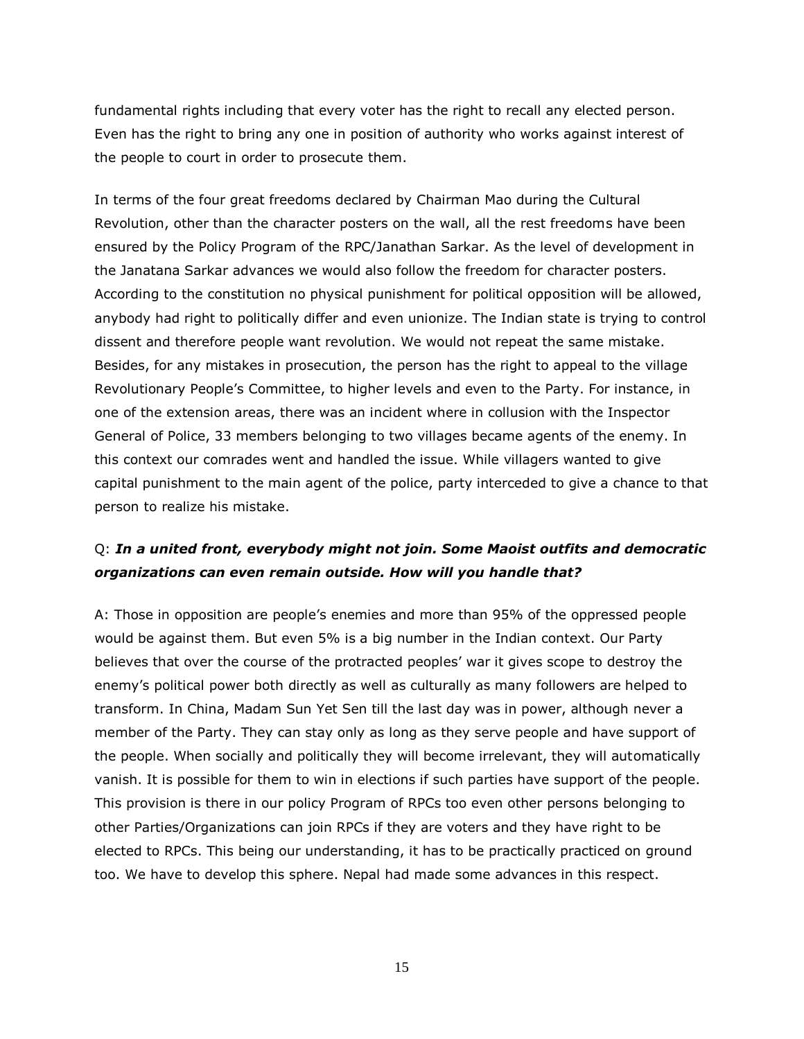fundamental rights including that every voter has the right to recall any elected person. Even has the right to bring any one in position of authority who works against interest of the people to court in order to prosecute them.

In terms of the four great freedoms declared by Chairman Mao during the Cultural Revolution, other than the character posters on the wall, all the rest freedoms have been ensured by the Policy Program of the RPC/Janathan Sarkar. As the level of development in the Janatana Sarkar advances we would also follow the freedom for character posters. According to the constitution no physical punishment for political opposition will be allowed, anybody had right to politically differ and even unionize. The Indian state is trying to control dissent and therefore people want revolution. We would not repeat the same mistake. Besides, for any mistakes in prosecution, the person has the right to appeal to the village Revolutionary People's Committee, to higher levels and even to the Party. For instance, in one of the extension areas, there was an incident where in collusion with the Inspector General of Police, 33 members belonging to two villages became agents of the enemy. In this context our comrades went and handled the issue. While villagers wanted to give capital punishment to the main agent of the police, party interceded to give a chance to that person to realize his mistake.

Q: ***In a united front, everybody might not join. Some Maoist outfits and democratic organizations can even remain outside. How will you handle that?***

A: Those in opposition are people's enemies and more than 95% of the oppressed people would be against them. But even 5% is a big number in the Indian context. Our Party believes that over the course of the protracted peoples' war it gives scope to destroy the enemy's political power both directly as well as culturally as many followers are helped to transform. In China, Madam Sun Yet Sen till the last day was in power, although never a member of the Party. They can stay only as long as they serve people and have support of the people. When socially and politically they will become irrelevant, they will automatically vanish. It is possible for them to win in elections if such parties have support of the people. This provision is there in our policy Program of RPCs too even other persons belonging to other Parties/Organizations can join RPCs if they are voters and they have right to be elected to RPCs. This being our understanding, it has to be practically practiced on ground too. We have to develop this sphere. Nepal had made some advances in this respect.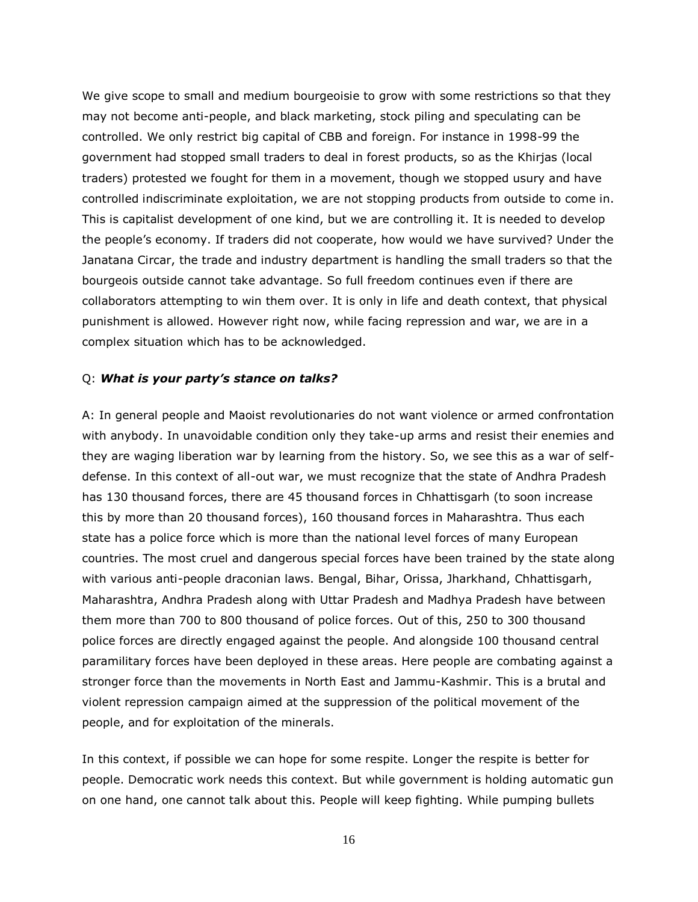We give scope to small and medium bourgeoisie to grow with some restrictions so that they may not become anti-people, and black marketing, stock piling and speculating can be controlled. We only restrict big capital of CBB and foreign. For instance in 1998-99 the government had stopped small traders to deal in forest products, so as the Khirjas (local traders) protested we fought for them in a movement, though we stopped usury and have controlled indiscriminate exploitation, we are not stopping products from outside to come in. This is capitalist development of one kind, but we are controlling it. It is needed to develop the people's economy. If traders did not cooperate, how would we have survived? Under the Janatana Circar, the trade and industry department is handling the small traders so that the bourgeois outside cannot take advantage. So full freedom continues even if there are collaborators attempting to win them over. It is only in life and death context, that physical punishment is allowed. However right now, while facing repression and war, we are in a complex situation which has to be acknowledged.

Q: ***What is your party's stance on talks?***

A: In general people and Maoist revolutionaries do not want violence or armed confrontation with anybody. In unavoidable condition only they take-up arms and resist their enemies and they are waging liberation war by learning from the history. So, we see this as a war of self-defense. In this context of all-out war, we must recognize that the state of Andhra Pradesh has 130 thousand forces, there are 45 thousand forces in Chhattisgarh (to soon increase this by more than 20 thousand forces), 160 thousand forces in Maharashtra. Thus each state has a police force which is more than the national level forces of many European countries. The most cruel and dangerous special forces have been trained by the state along with various anti-people draconian laws. Bengal, Bihar, Orissa, Jharkhand, Chhattisgarh, Maharashtra, Andhra Pradesh along with Uttar Pradesh and Madhya Pradesh have between them more than 700 to 800 thousand of police forces. Out of this, 250 to 300 thousand police forces are directly engaged against the people. And alongside 100 thousand central paramilitary forces have been deployed in these areas. Here people are combating against a stronger force than the movements in North East and Jammu-Kashmir. This is a brutal and violent repression campaign aimed at the suppression of the political movement of the people, and for exploitation of the minerals.

In this context, if possible we can hope for some respite. Longer the respite is better for people. Democratic work needs this context. But while government is holding automatic gun on one hand, one cannot talk about this. People will keep fighting. While pumping bullets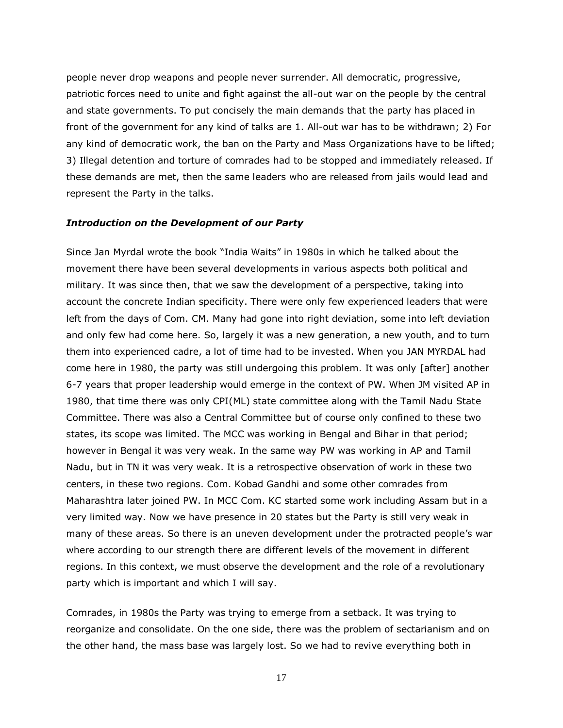people never drop weapons and people never surrender. All democratic, progressive, patriotic forces need to unite and fight against the all-out war on the people by the central and state governments. To put concisely the main demands that the party has placed in front of the government for any kind of talks are 1. All-out war has to be withdrawn; 2) For any kind of democratic work, the ban on the Party and Mass Organizations have to be lifted; 3) Illegal detention and torture of comrades had to be stopped and immediately released. If these demands are met, then the same leaders who are released from jails would lead and represent the Party in the talks.

***Introduction on the Development of our Party***

Since Jan Myrdal wrote the book "India Waits" in 1980s in which he talked about the movement there have been several developments in various aspects both political and military. It was since then, that we saw the development of a perspective, taking into account the concrete Indian specificity. There were only few experienced leaders that were left from the days of Com. CM. Many had gone into right deviation, some into left deviation and only few had come here. So, largely it was a new generation, a new youth, and to turn them into experienced cadre, a lot of time had to be invested. When you JAN MYRDAL had come here in 1980, the party was still undergoing this problem. It was only [after] another 6-7 years that proper leadership would emerge in the context of PW. When JM visited AP in 1980, that time there was only CPI(ML) state committee along with the Tamil Nadu State Committee. There was also a Central Committee but of course only confined to these two states, its scope was limited. The MCC was working in Bengal and Bihar in that period; however in Bengal it was very weak. In the same way PW was working in AP and Tamil Nadu, but in TN it was very weak. It is a retrospective observation of work in these two centers, in these two regions. Com. Kobad Gandhi and some other comrades from Maharashtra later joined PW. In MCC Com. KC started some work including Assam but in a very limited way. Now we have presence in 20 states but the Party is still very weak in many of these areas. So there is an uneven development under the protracted people's war where according to our strength there are different levels of the movement in different regions. In this context, we must observe the development and the role of a revolutionary party which is important and which I will say.

Comrades, in 1980s the Party was trying to emerge from a setback. It was trying to reorganize and consolidate. On the one side, there was the problem of sectarianism and on the other hand, the mass base was largely lost. So we had to revive everything both in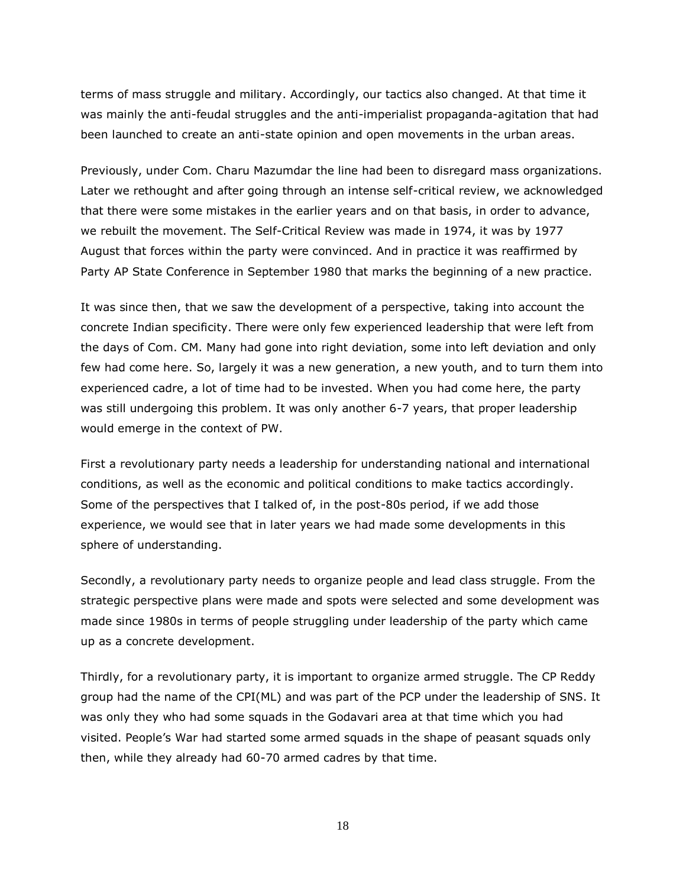terms of mass struggle and military. Accordingly, our tactics also changed. At that time it was mainly the anti-feudal struggles and the anti-imperialist propaganda-agitation that had been launched to create an anti-state opinion and open movements in the urban areas.

Previously, under Com. Charu Mazumdar the line had been to disregard mass organizations. Later we rethought and after going through an intense self-critical review, we acknowledged that there were some mistakes in the earlier years and on that basis, in order to advance, we rebuilt the movement. The Self-Critical Review was made in 1974, it was by 1977 August that forces within the party were convinced. And in practice it was reaffirmed by Party AP State Conference in September 1980 that marks the beginning of a new practice.

It was since then, that we saw the development of a perspective, taking into account the concrete Indian specificity. There were only few experienced leadership that were left from the days of Com. CM. Many had gone into right deviation, some into left deviation and only few had come here. So, largely it was a new generation, a new youth, and to turn them into experienced cadre, a lot of time had to be invested. When you had come here, the party was still undergoing this problem. It was only another 6-7 years, that proper leadership would emerge in the context of PW.

First a revolutionary party needs a leadership for understanding national and international conditions, as well as the economic and political conditions to make tactics accordingly. Some of the perspectives that I talked of, in the post-80s period, if we add those experience, we would see that in later years we had made some developments in this sphere of understanding.

Secondly, a revolutionary party needs to organize people and lead class struggle. From the strategic perspective plans were made and spots were selected and some development was made since 1980s in terms of people struggling under leadership of the party which came up as a concrete development.

Thirdly, for a revolutionary party, it is important to organize armed struggle. The CP Reddy group had the name of the CPI(ML) and was part of the PCP under the leadership of SNS. It was only they who had some squads in the Godavari area at that time which you had visited. People's War had started some armed squads in the shape of peasant squads only then, while they already had 60-70 armed cadres by that time.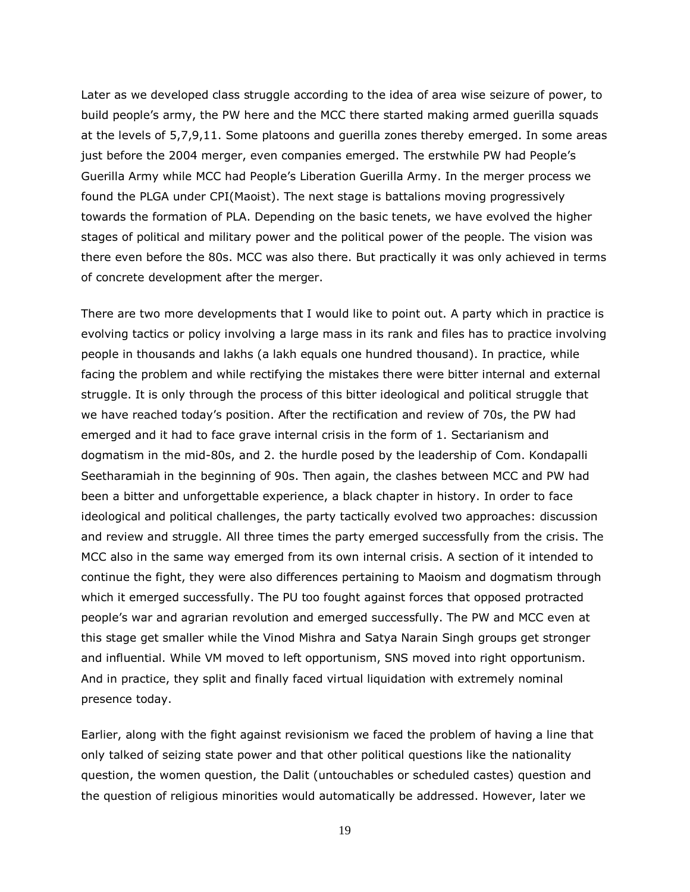Later as we developed class struggle according to the idea of area wise seizure of power, to build people's army, the PW here and the MCC there started making armed guerilla squads at the levels of 5,7,9,11. Some platoons and guerilla zones thereby emerged. In some areas just before the 2004 merger, even companies emerged. The erstwhile PW had People's Guerilla Army while MCC had People's Liberation Guerilla Army. In the merger process we found the PLGA under CPI(Maoist). The next stage is battalions moving progressively towards the formation of PLA. Depending on the basic tenets, we have evolved the higher stages of political and military power and the political power of the people. The vision was there even before the 80s. MCC was also there. But practically it was only achieved in terms of concrete development after the merger.

There are two more developments that I would like to point out. A party which in practice is evolving tactics or policy involving a large mass in its rank and files has to practice involving people in thousands and lakhs (a lakh equals one hundred thousand). In practice, while facing the problem and while rectifying the mistakes there were bitter internal and external struggle. It is only through the process of this bitter ideological and political struggle that we have reached today's position. After the rectification and review of 70s, the PW had emerged and it had to face grave internal crisis in the form of 1. Sectarianism and dogmatism in the mid-80s, and 2. the hurdle posed by the leadership of Com. Kondapalli Seetharamiah in the beginning of 90s. Then again, the clashes between MCC and PW had been a bitter and unforgettable experience, a black chapter in history. In order to face ideological and political challenges, the party tactically evolved two approaches: discussion and review and struggle. All three times the party emerged successfully from the crisis. The MCC also in the same way emerged from its own internal crisis. A section of it intended to continue the fight, they were also differences pertaining to Maoism and dogmatism through which it emerged successfully. The PU too fought against forces that opposed protracted people's war and agrarian revolution and emerged successfully. The PW and MCC even at this stage get smaller while the Vinod Mishra and Satya Narain Singh groups get stronger and influential. While VM moved to left opportunism, SNS moved into right opportunism. And in practice, they split and finally faced virtual liquidation with extremely nominal presence today.

Earlier, along with the fight against revisionism we faced the problem of having a line that only talked of seizing state power and that other political questions like the nationality question, the women question, the Dalit (untouchables or scheduled castes) question and the question of religious minorities would automatically be addressed. However, later we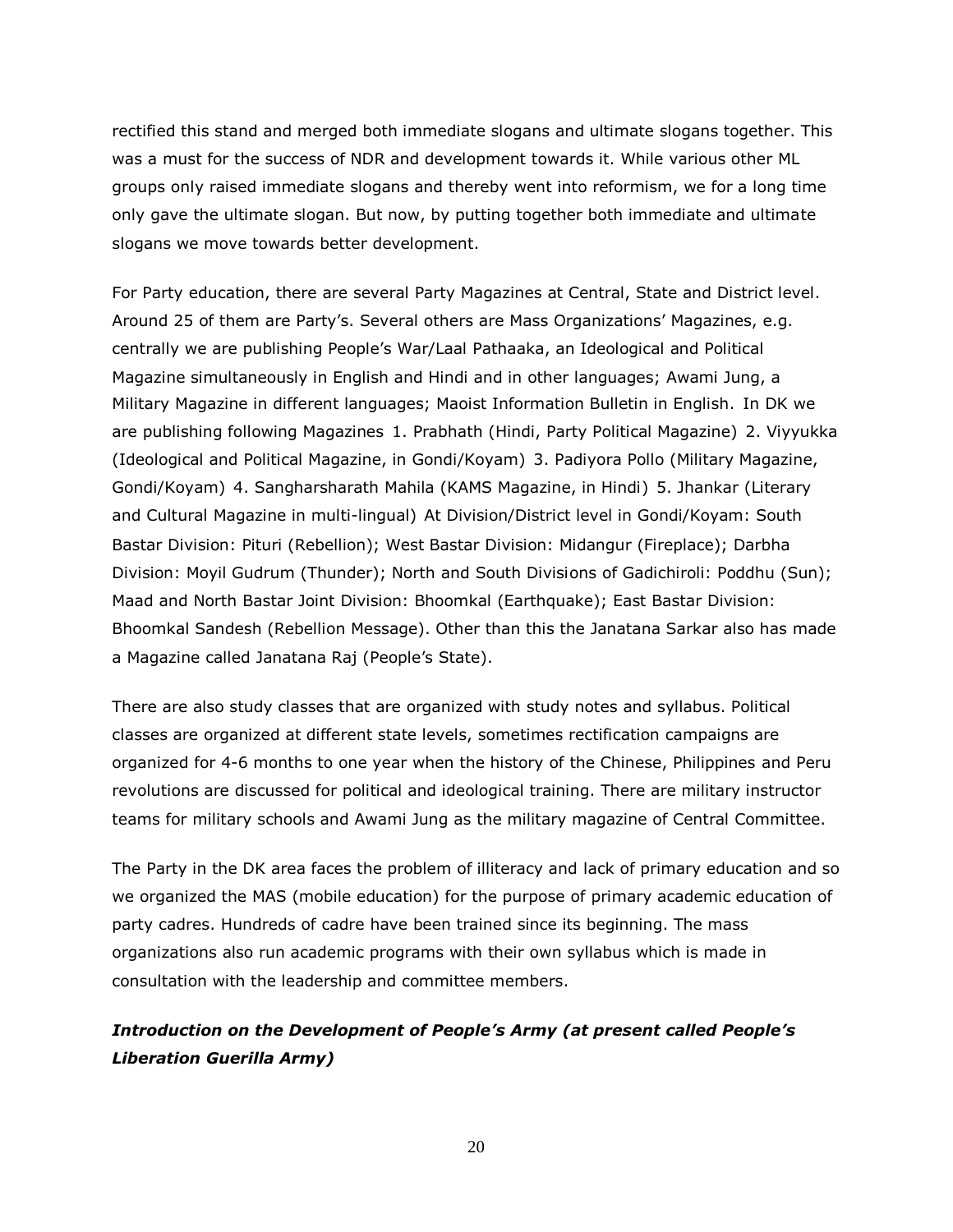rectified this stand and merged both immediate slogans and ultimate slogans together. This was a must for the success of NDR and development towards it. While various other ML groups only raised immediate slogans and thereby went into reformism, we for a long time only gave the ultimate slogan. But now, by putting together both immediate and ultimate slogans we move towards better development.

For Party education, there are several Party Magazines at Central, State and District level. Around 25 of them are Party's. Several others are Mass Organizations' Magazines, e.g. centrally we are publishing People's War/Laal Pathaaka, an Ideological and Political Magazine simultaneously in English and Hindi and in other languages; Awami Jung, a Military Magazine in different languages; Maoist Information Bulletin in English. In DK we are publishing following Magazines 1. Prabhath (Hindi, Party Political Magazine) 2. Viyyukka (Ideological and Political Magazine, in Gondi/Koyam) 3. Padiyora Pollo (Military Magazine, Gondi/Koyam) 4. Sangharsharath Mahila (KAMS Magazine, in Hindi) 5. Jhankar (Literary and Cultural Magazine in multi-lingual) At Division/District level in Gondi/Koyam: South Bastar Division: Pituri (Rebellion); West Bastar Division: Midangur (Fireplace); Darbha Division: Moyil Gudrum (Thunder); North and South Divisions of Gadichiroli: Poddhu (Sun); Maad and North Bastar Joint Division: Bhoomkal (Earthquake); East Bastar Division: Bhoomkal Sandesh (Rebellion Message). Other than this the Janatana Sarkar also has made a Magazine called Janatana Raj (People's State).

There are also study classes that are organized with study notes and syllabus. Political classes are organized at different state levels, sometimes rectification campaigns are organized for 4-6 months to one year when the history of the Chinese, Philippines and Peru revolutions are discussed for political and ideological training. There are military instructor teams for military schools and Awami Jung as the military magazine of Central Committee.

The Party in the DK area faces the problem of illiteracy and lack of primary education and so we organized the MAS (mobile education) for the purpose of primary academic education of party cadres. Hundreds of cadre have been trained since its beginning. The mass organizations also run academic programs with their own syllabus which is made in consultation with the leadership and committee members.

### ***Introduction on the Development of People's Army (at present called People's Liberation Guerilla Army)***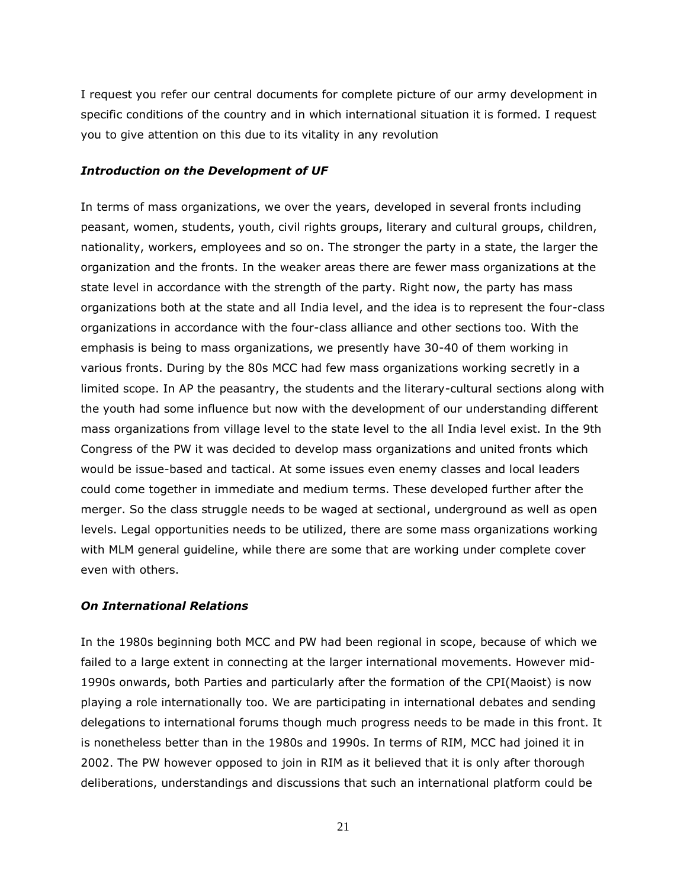I request you refer our central documents for complete picture of our army development in specific conditions of the country and in which international situation it is formed. I request you to give attention on this due to its vitality in any revolution

### *Introduction on the Development of UF*

In terms of mass organizations, we over the years, developed in several fronts including peasant, women, students, youth, civil rights groups, literary and cultural groups, children, nationality, workers, employees and so on. The stronger the party in a state, the larger the organization and the fronts. In the weaker areas there are fewer mass organizations at the state level in accordance with the strength of the party. Right now, the party has mass organizations both at the state and all India level, and the idea is to represent the four-class organizations in accordance with the four-class alliance and other sections too. With the emphasis is being to mass organizations, we presently have 30-40 of them working in various fronts. During by the 80s MCC had few mass organizations working secretly in a limited scope. In AP the peasantry, the students and the literary-cultural sections along with the youth had some influence but now with the development of our understanding different mass organizations from village level to the state level to the all India level exist. In the 9th Congress of the PW it was decided to develop mass organizations and united fronts which would be issue-based and tactical. At some issues even enemy classes and local leaders could come together in immediate and medium terms. These developed further after the merger. So the class struggle needs to be waged at sectional, underground as well as open levels. Legal opportunities needs to be utilized, there are some mass organizations working with MLM general guideline, while there are some that are working under complete cover even with others.

### *On International Relations*

In the 1980s beginning both MCC and PW had been regional in scope, because of which we failed to a large extent in connecting at the larger international movements. However mid-1990s onwards, both Parties and particularly after the formation of the CPI(Maoist) is now playing a role internationally too. We are participating in international debates and sending delegations to international forums though much progress needs to be made in this front. It is nonetheless better than in the 1980s and 1990s. In terms of RIM, MCC had joined it in 2002. The PW however opposed to join in RIM as it believed that it is only after thorough deliberations, understandings and discussions that such an international platform could be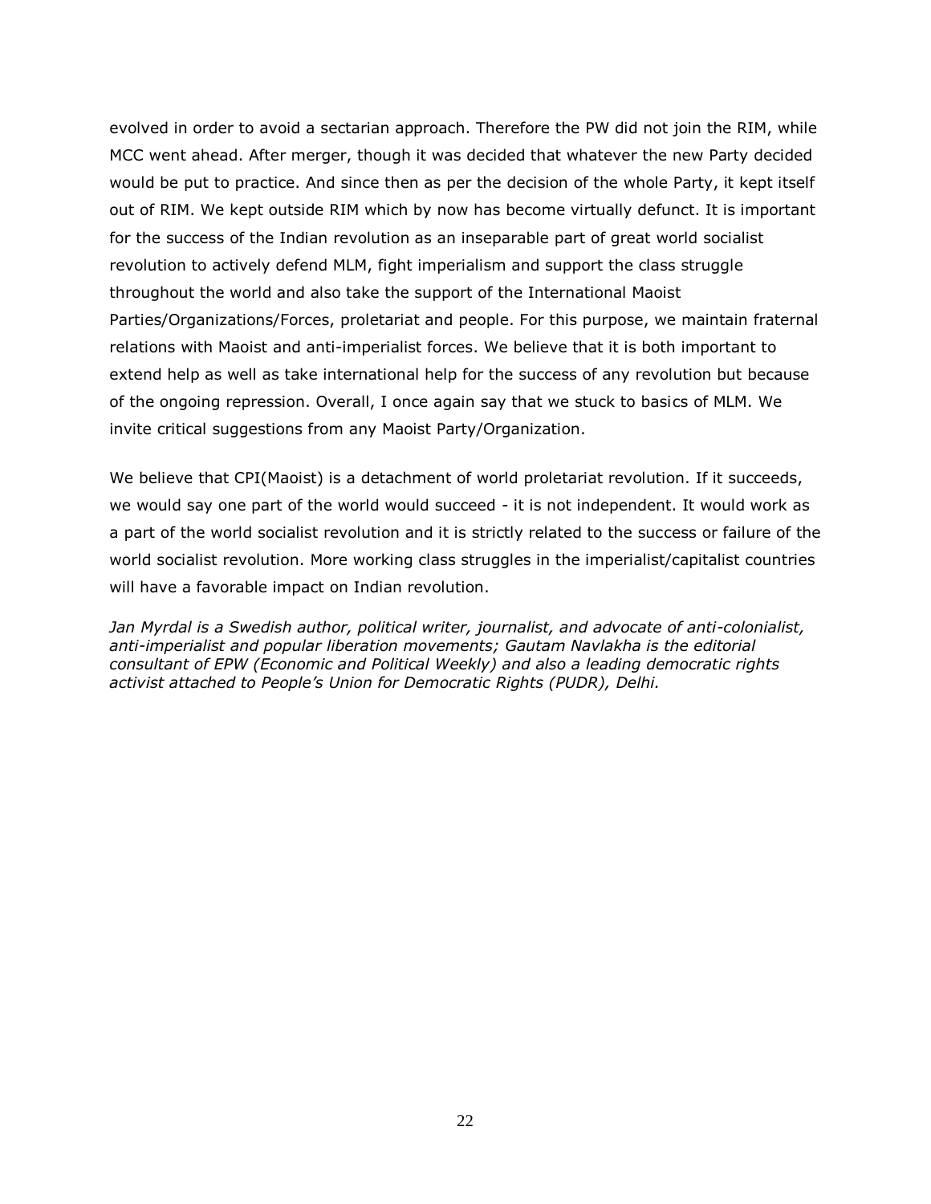evolved in order to avoid a sectarian approach. Therefore the PW did not join the RIM, while MCC went ahead. After merger, though it was decided that whatever the new Party decided would be put to practice. And since then as per the decision of the whole Party, it kept itself out of RIM. We kept outside RIM which by now has become virtually defunct. It is important for the success of the Indian revolution as an inseparable part of great world socialist revolution to actively defend MLM, fight imperialism and support the class struggle throughout the world and also take the support of the International Maoist Parties/Organizations/Forces, proletariat and people. For this purpose, we maintain fraternal relations with Maoist and anti-imperialist forces. We believe that it is both important to extend help as well as take international help for the success of any revolution but because of the ongoing repression. Overall, I once again say that we stuck to basics of MLM. We invite critical suggestions from any Maoist Party/Organization.

We believe that CPI(Maoist) is a detachment of world proletariat revolution. If it succeeds, we would say one part of the world would succeed - it is not independent. It would work as a part of the world socialist revolution and it is strictly related to the success or failure of the world socialist revolution. More working class struggles in the imperialist/capitalist countries will have a favorable impact on Indian revolution.

*Jan Myrdal is a Swedish author, political writer, journalist, and advocate of anti-colonialist, anti-imperialist and popular liberation movements; Gautam Navlakha is the editorial consultant of EPW (Economic and Political Weekly) and also a leading democratic rights activist attached to People's Union for Democratic Rights (PUDR), Delhi.*